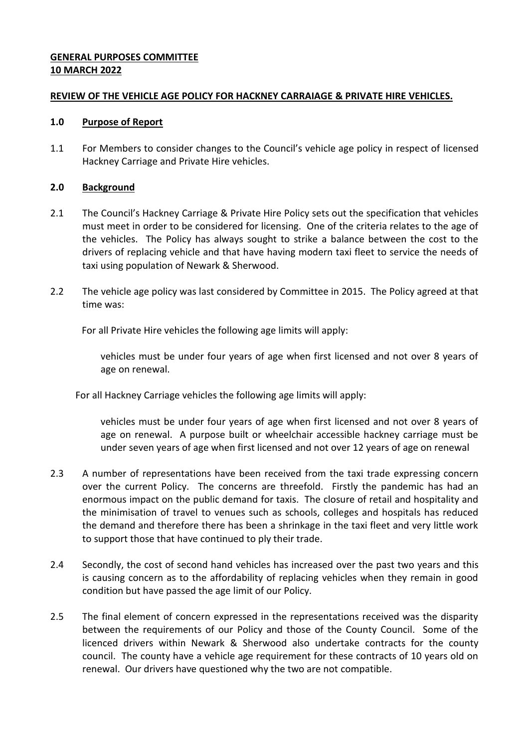**GENERAL PURPOSES COMMITTEE**
**10 MARCH 2022**

**REVIEW OF THE VEHICLE AGE POLICY FOR HACKNEY CARRAIAGE & PRIVATE HIRE VEHICLES.**

**1.0 Purpose of Report**

1.1 For Members to consider changes to the Council's vehicle age policy in respect of licensed Hackney Carriage and Private Hire vehicles.

**2.0 Background**

2.1 The Council's Hackney Carriage & Private Hire Policy sets out the specification that vehicles must meet in order to be considered for licensing. One of the criteria relates to the age of the vehicles. The Policy has always sought to strike a balance between the cost to the drivers of replacing vehicle and that have having modern taxi fleet to service the needs of taxi using population of Newark & Sherwood.

2.2 The vehicle age policy was last considered by Committee in 2015. The Policy agreed at that time was:

For all Private Hire vehicles the following age limits will apply:

vehicles must be under four years of age when first licensed and not over 8 years of age on renewal.

For all Hackney Carriage vehicles the following age limits will apply:

vehicles must be under four years of age when first licensed and not over 8 years of age on renewal. A purpose built or wheelchair accessible hackney carriage must be under seven years of age when first licensed and not over 12 years of age on renewal

2.3 A number of representations have been received from the taxi trade expressing concern over the current Policy. The concerns are threefold. Firstly the pandemic has had an enormous impact on the public demand for taxis. The closure of retail and hospitality and the minimisation of travel to venues such as schools, colleges and hospitals has reduced the demand and therefore there has been a shrinkage in the taxi fleet and very little work to support those that have continued to ply their trade.

2.4 Secondly, the cost of second hand vehicles has increased over the past two years and this is causing concern as to the affordability of replacing vehicles when they remain in good condition but have passed the age limit of our Policy.

2.5 The final element of concern expressed in the representations received was the disparity between the requirements of our Policy and those of the County Council. Some of the licenced drivers within Newark & Sherwood also undertake contracts for the county council. The county have a vehicle age requirement for these contracts of 10 years old on renewal. Our drivers have questioned why the two are not compatible.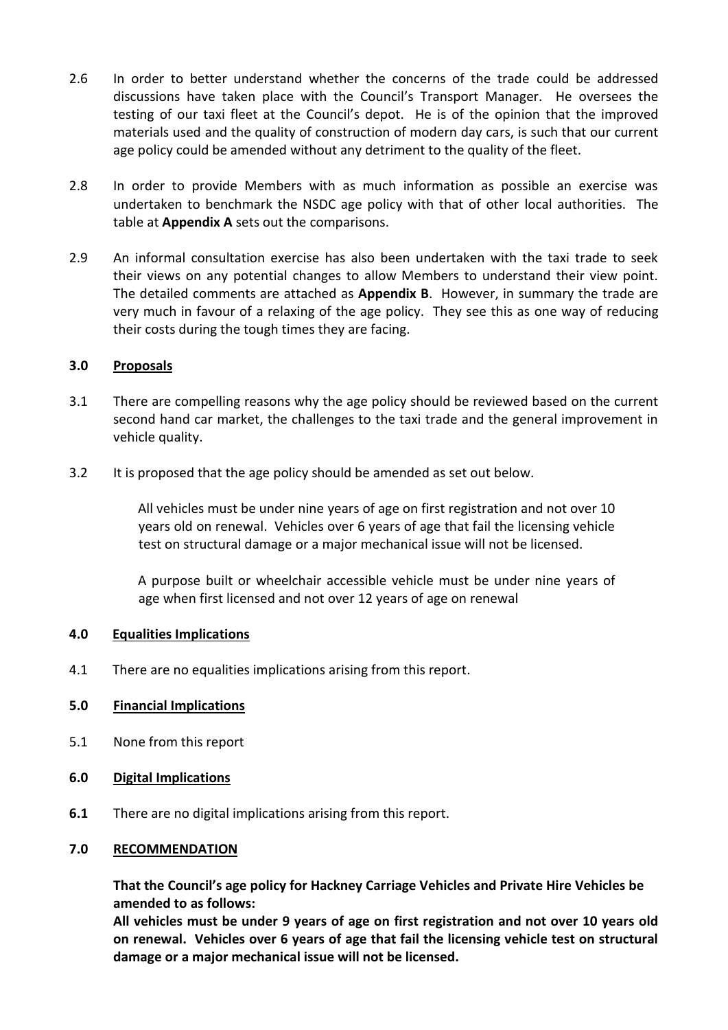2.6 In order to better understand whether the concerns of the trade could be addressed discussions have taken place with the Council's Transport Manager. He oversees the testing of our taxi fleet at the Council's depot. He is of the opinion that the improved materials used and the quality of construction of modern day cars, is such that our current age policy could be amended without any detriment to the quality of the fleet.

2.8 In order to provide Members with as much information as possible an exercise was undertaken to benchmark the NSDC age policy with that of other local authorities. The table at **Appendix A** sets out the comparisons.

2.9 An informal consultation exercise has also been undertaken with the taxi trade to seek their views on any potential changes to allow Members to understand their view point. The detailed comments are attached as **Appendix B**. However, in summary the trade are very much in favour of a relaxing of the age policy. They see this as one way of reducing their costs during the tough times they are facing.

## 3.0 Proposals

3.1 There are compelling reasons why the age policy should be reviewed based on the current second hand car market, the challenges to the taxi trade and the general improvement in vehicle quality.

3.2 It is proposed that the age policy should be amended as set out below.

> All vehicles must be under nine years of age on first registration and not over 10 years old on renewal. Vehicles over 6 years of age that fail the licensing vehicle test on structural damage or a major mechanical issue will not be licensed.
>
> A purpose built or wheelchair accessible vehicle must be under nine years of age when first licensed and not over 12 years of age on renewal

## 4.0 Equalities Implications

4.1 There are no equalities implications arising from this report.

## 5.0 Financial Implications

5.1 None from this report

## 6.0 Digital Implications

**6.1** There are no digital implications arising from this report.

## 7.0 RECOMMENDATION

**That the Council's age policy for Hackney Carriage Vehicles and Private Hire Vehicles be amended to as follows:**
**All vehicles must be under 9 years of age on first registration and not over 10 years old on renewal. Vehicles over 6 years of age that fail the licensing vehicle test on structural damage or a major mechanical issue will not be licensed.**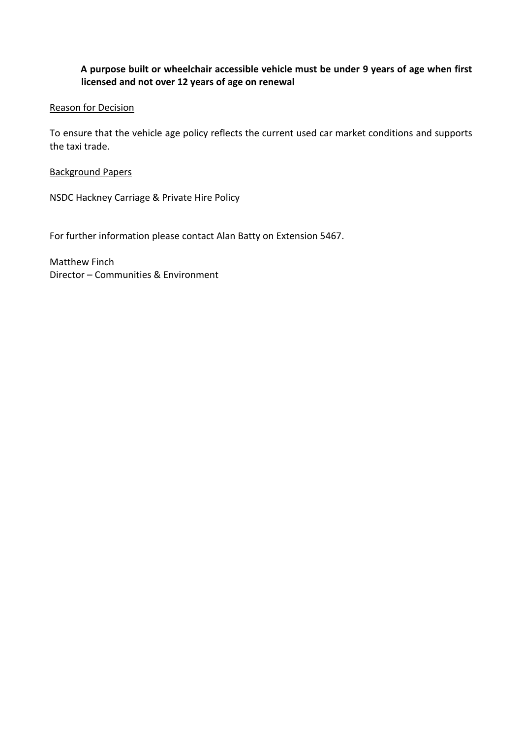**A purpose built or wheelchair accessible vehicle must be under 9 years of age when first licensed and not over 12 years of age on renewal**

Reason for Decision

To ensure that the vehicle age policy reflects the current used car market conditions and supports the taxi trade.

Background Papers

NSDC Hackney Carriage & Private Hire Policy

For further information please contact Alan Batty on Extension 5467.

Matthew Finch
Director – Communities & Environment